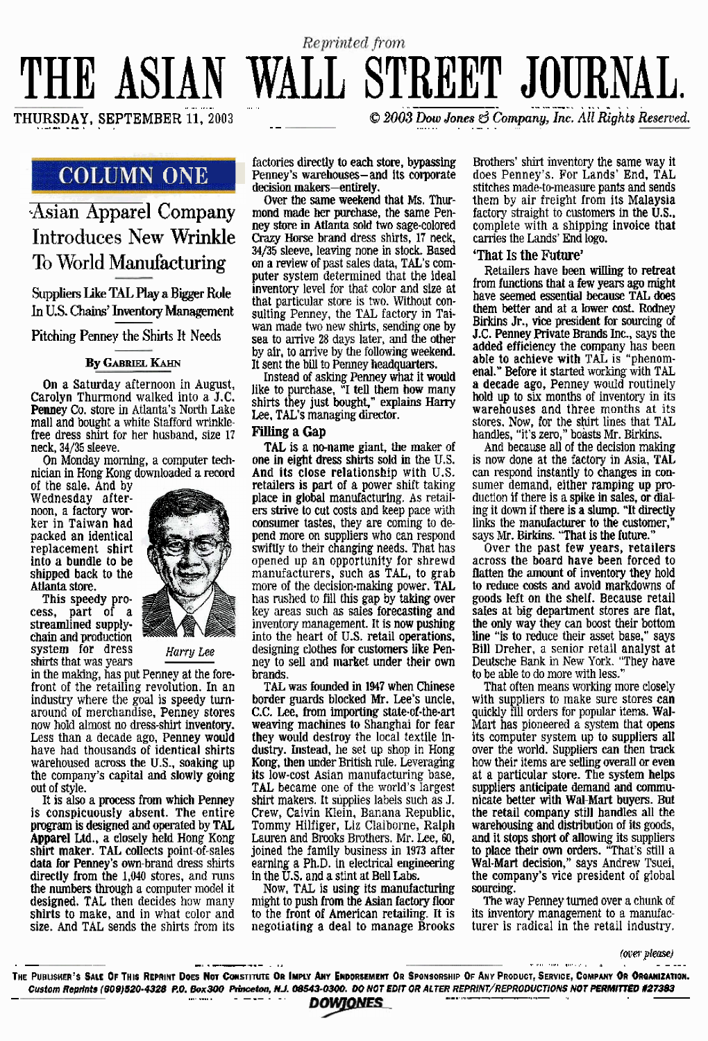*Reprinted from*

# THE ASIAN WALL STREET JOURNAL.

THURSDAY, SEPTEMBER 11, 2003

*© 2003 Dow Jones & Company, Inc. All Rights Reserved.*

**COLUMN ONE**

## Asian Apparel Company Introduces New Wrinkle To World Manufacturing

### Suppliers Like TAL Play a Bigger Role In U.S. Chains' Inventory Management

### Pitching Penney the Shirts It Needs

By Gabriel Kahn

On a Saturday afternoon in August, Carolyn Thurmond walked into a J.C. Penney Co. store in Atlanta's North Lake mall and bought a white Stafford wrinkle-free dress shirt for her husband, size 17 neck, 34/35 sleeve.

On Monday morning, a computer technician in Hong Kong downloaded a record of the sale. And by Wednesday afternoon, a factory worker in Taiwan had packed an identical replacement shirt into a bundle to be shipped back to the Atlanta store.

Harry Lee

This speedy process, part of a streamlined supply-chain and production system for dress shirts that was years in the making, has put Penney at the forefront of the retailing revolution. In an industry where the goal is speedy turnaround of merchandise, Penney stores now hold almost no dress-shirt inventory. Less than a decade ago, Penney would have had thousands of identical shirts warehoused across the U.S., soaking up the company's capital and slowly going out of style.

It is also a process from which Penney is conspicuously absent. The entire program is designed and operated by TAL Apparel Ltd., a closely held Hong Kong shirt maker. TAL collects point-of-sales data for Penney's own-brand dress shirts directly from the 1,040 stores, and runs the numbers through a computer model it designed. TAL then decides how many shirts to make, and in what color and size. And TAL sends the shirts from its factories directly to each store, bypassing Penney's warehouses—and its corporate decision makers—entirely.

Over the same weekend that Ms. Thurmond made her purchase, the same Penney store in Atlanta sold two sage-colored Crazy Horse brand dress shirts, 17 neck, 34/35 sleeve, leaving none in stock. Based on a review of past sales data, TAL's computer system determined that the ideal inventory level for that color and size at that particular store is two. Without consulting Penney, the TAL factory in Taiwan made two new shirts, sending one by sea to arrive 28 days later, and the other by air, to arrive by the following weekend. It sent the bill to Penney headquarters.

Instead of asking Penney what it would like to purchase, "I tell them how many shirts they just bought," explains Harry Lee, TAL's managing director.

### Filling a Gap

TAL is a no-name giant, the maker of one in eight dress shirts sold in the U.S. And its close relationship with U.S. retailers is part of a power shift taking place in global manufacturing. As retailers strive to cut costs and keep pace with consumer tastes, they are coming to depend more on suppliers who can respond swiftly to their changing needs. That has opened up an opportunity for shrewd manufacturers, such as TAL, to grab more of the decision-making power. TAL has rushed to fill this gap by taking over key areas such as sales forecasting and inventory management. It is now pushing into the heart of U.S. retail operations, designing clothes for customers like Penney to sell and market under their own brands.

TAL was founded in 1947 when Chinese border guards blocked Mr. Lee's uncle, C.C. Lee, from importing state-of-the-art weaving machines to Shanghai for fear they would destroy the local textile industry. Instead, he set up shop in Hong Kong, then under British rule. Leveraging its low-cost Asian manufacturing base, TAL became one of the world's largest shirt makers. It supplies labels such as J. Crew, Calvin Klein, Banana Republic, Tommy Hilfiger, Liz Claiborne, Ralph Lauren and Brooks Brothers. Mr. Lee, 60, joined the family business in 1973 after earning a Ph.D. in electrical engineering in the U.S. and a stint at Bell Labs.

Now, TAL is using its manufacturing might to push from the Asian factory floor to the front of American retailing. It is negotiating a deal to manage Brooks Brothers' shirt inventory the same way it does Penney's. For Lands' End, TAL stitches made-to-measure pants and sends them by air freight from its Malaysia factory straight to customers in the U.S., complete with a shipping invoice that carries the Lands' End logo.

### 'That Is the Future'

Retailers have been willing to retreat from functions that a few years ago might have seemed essential because TAL does them better and at a lower cost. Rodney Birkins Jr., vice president for sourcing of J.C. Penney Private Brands Inc., says the added efficiency the company has been able to achieve with TAL is "phenomenal." Before it started working with TAL a decade ago, Penney would routinely hold up to six months of inventory in its warehouses and three months at its stores. Now, for the shirt lines that TAL handles, "it's zero," boasts Mr. Birkins.

And because all of the decision making is now done at the factory in Asia, TAL can respond instantly to changes in consumer demand, either ramping up production if there is a spike in sales, or dialing it down if there is a slump. "It directly links the manufacturer to the customer," says Mr. Birkins. "That is the future."

Over the past few years, retailers across the board have been forced to flatten the amount of inventory they hold to reduce costs and avoid markdowns of goods left on the shelf. Because retail sales at big department stores are flat, the only way they can boost their bottom line "is to reduce their asset base," says Bill Dreher, a senior retail analyst at Deutsche Bank in New York. "They have to be able to do more with less."

That often means working more closely with suppliers to make sure stores can quickly fill orders for popular items. Wal-Mart has pioneered a system that opens its computer system up to suppliers all over the world. Suppliers can then track how their items are selling overall or even at a particular store. The system helps suppliers anticipate demand and communicate better with Wal-Mart buyers. But the retail company still handles all the warehousing and distribution of its goods, and it stops short of allowing its suppliers to place their own orders. "That's still a Wal-Mart decision," says Andrew Tsuei, the company's vice president of global sourcing.

The way Penney turned over a chunk of its inventory management to a manufacturer is radical in the retail industry.

*(over please)*

THE PUBLISHER'S SALE OF THIS REPRINT DOES NOT CONSTITUTE OR IMPLY ANY ENDORSEMENT OR SPONSORSHIP OF ANY PRODUCT, SERVICE, COMPANY OR ORGANIZATION.
*Custom Reprints (609)520-4328 P.O. Box300 Princeton, N.J. 08543-0300. DO NOT EDIT OR ALTER REPRINT/REPRODUCTIONS NOT PERMITTED #27383*

DOWJONES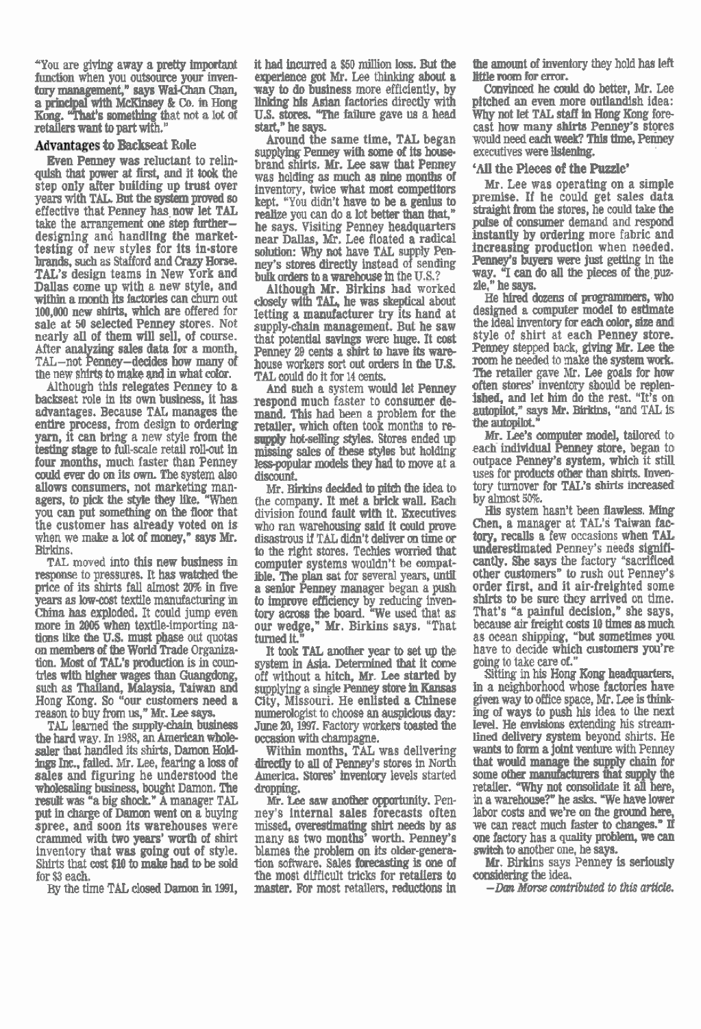"You are giving away a pretty important function when you outsource your inventory management," says Wai-Chan Chan, a principal with McKinsey & Co. in Hong Kong. "That's something that not a lot of retailers want to part with."

## Advantages to Backseat Role

Even Penney was reluctant to relinquish that power at first, and it took the step only after building up trust over years with TAL. But the system proved so effective that Penney has now let TAL take the arrangement one step further—designing and handling the market-testing of new styles for its in-store brands, such as Stafford and Crazy Horse. TAL's design teams in New York and Dallas come up with a new style, and within a month its factories can churn out 100,000 new shirts, which are offered for sale at 50 selected Penney stores. Not nearly all of them will sell, of course. After analyzing sales data for a month, TAL—not Penney—decides how many of the new shirts to make and in what color.

Although this relegates Penney to a backseat role in its own business, it has advantages. Because TAL manages the entire process, from design to ordering yarn, it can bring a new style from the testing stage to full-scale retail roll-out in four months, much faster than Penney could ever do on its own. The system also allows consumers, not marketing managers, to pick the style they like. "When you can put something on the floor that the customer has already voted on is when we make a lot of money," says Mr. Birkins.

TAL moved into this new business in response to pressures. It has watched the price of its shirts fall almost 20% in five years as low-cost textile manufacturing in China has exploded. It could jump even more in 2005 when textile-importing nations like the U.S. must phase out quotas on members of the World Trade Organization. Most of TAL's production is in countries with higher wages than Guangdong, such as Thailand, Malaysia, Taiwan and Hong Kong. So "our customers need a reason to buy from us," Mr. Lee says.

TAL learned the supply-chain business the hard way. In 1988, an American wholesaler that handled its shirts, Damon Holdings Inc., failed. Mr. Lee, fearing a loss of sales and figuring he understood the wholesaling business, bought Damon. The result was "a big shock." A manager TAL put in charge of Damon went on a buying spree, and soon its warehouses were crammed with two years' worth of shirt inventory that was going out of style. Shirts that cost $10 to make had to be sold for $3 each.

By the time TAL closed Damon in 1991, it had incurred a $50 million loss. But the experience got Mr. Lee thinking about a way to do business more efficiently, by linking his Asian factories directly with U.S. stores. "The failure gave us a head start," he says.

Around the same time, TAL began supplying Penney with some of its house-brand shirts. Mr. Lee saw that Penney was holding as much as nine months of inventory, twice what most competitors kept. "You didn't have to be a genius to realize you can do a lot better than that," he says. Visiting Penney headquarters near Dallas, Mr. Lee floated a radical solution: Why not have TAL supply Penney's stores directly instead of sending bulk orders to a warehouse in the U.S.?

Although Mr. Birkins had worked closely with TAL, he was skeptical about letting a manufacturer try its hand at supply-chain management. But he saw that potential savings were huge. It cost Penney 29 cents a shirt to have its warehouse workers sort out orders in the U.S. TAL could do it for 14 cents.

And such a system would let Penney respond much faster to consumer demand. This had been a problem for the retailer, which often took months to resupply hot-selling styles. Stores ended up missing sales of these styles but holding less-popular models they had to move at a discount.

Mr. Birkins decided to pitch the idea to the company. It met a brick wall. Each division found fault with it. Executives who ran warehousing said it could prove disastrous if TAL didn't deliver on time or to the right stores. Techies worried that computer systems wouldn't be compatible. The plan sat for several years, until a senior Penney manager began a push to improve efficiency by reducing inventory across the board. "We used that as our wedge," Mr. Birkins says. "That turned it."

It took TAL another year to set up the system in Asia. Determined that it come off without a hitch, Mr. Lee started by supplying a single Penney store in Kansas City, Missouri. He enlisted a Chinese numerologist to choose an auspicious day: June 20, 1997. Factory workers toasted the occasion with champagne.

Within months, TAL was delivering directly to all of Penney's stores in North America. Stores' inventory levels started dropping.

Mr. Lee saw another opportunity. Penney's internal sales forecasts often missed, overestimating shirt needs by as many as two months' worth. Penney's blames the problem on its older-generation software. Sales forecasting is one of the most difficult tricks for retailers to master. For most retailers, reductions in the amount of inventory they hold has left little room for error.

Convinced he could do better, Mr. Lee pitched an even more outlandish idea: Why not let TAL staff in Hong Kong forecast how many shirts Penney's stores would need each week? This time, Penney executives were listening.

## 'All the Pieces of the Puzzle'

Mr. Lee was operating on a simple premise. If he could get sales data straight from the stores, he could take the pulse of consumer demand and respond instantly by ordering more fabric and increasing production when needed. Penney's buyers were just getting in the way. "I can do all the pieces of the puzzle," he says.

He hired dozens of programmers, who designed a computer model to estimate the ideal inventory for each color, size and style of shirt at each Penney store. Penney stepped back, giving Mr. Lee the room he needed to make the system work. The retailer gave Mr. Lee goals for how often stores' inventory should be replenished, and let him do the rest. "It's on autopilot," says Mr. Birkins, "and TAL is the autopilot."

Mr. Lee's computer model, tailored to each individual Penney store, began to outpace Penney's system, which it still uses for products other than shirts. Inventory turnover for TAL's shirts increased by almost 50%.

His system hasn't been flawless. Ming Chen, a manager at TAL's Taiwan factory, recalls a few occasions when TAL underestimated Penney's needs significantly. She says the factory "sacrificed other customers" to rush out Penney's order first, and it air-freighted some shirts to be sure they arrived on time. That's "a painful decision," she says, because air freight costs 10 times as much as ocean shipping, "but sometimes you have to decide which customers you're going to take care of."

Sitting in his Hong Kong headquarters, in a neighborhood whose factories have given way to office space, Mr. Lee is thinking of ways to push his idea to the next level. He envisions extending his streamlined delivery system beyond shirts. He wants to form a joint venture with Penney that would manage the supply chain for some other manufacturers that supply the retailer. "Why not consolidate it all here, in a warehouse?" he asks. "We have lower labor costs and we're on the ground here, we can react much faster to changes." If one factory has a quality problem, we can switch to another one, he says.

Mr. Birkins says Penney is seriously considering the idea.

*—Dan Morse contributed to this article.*